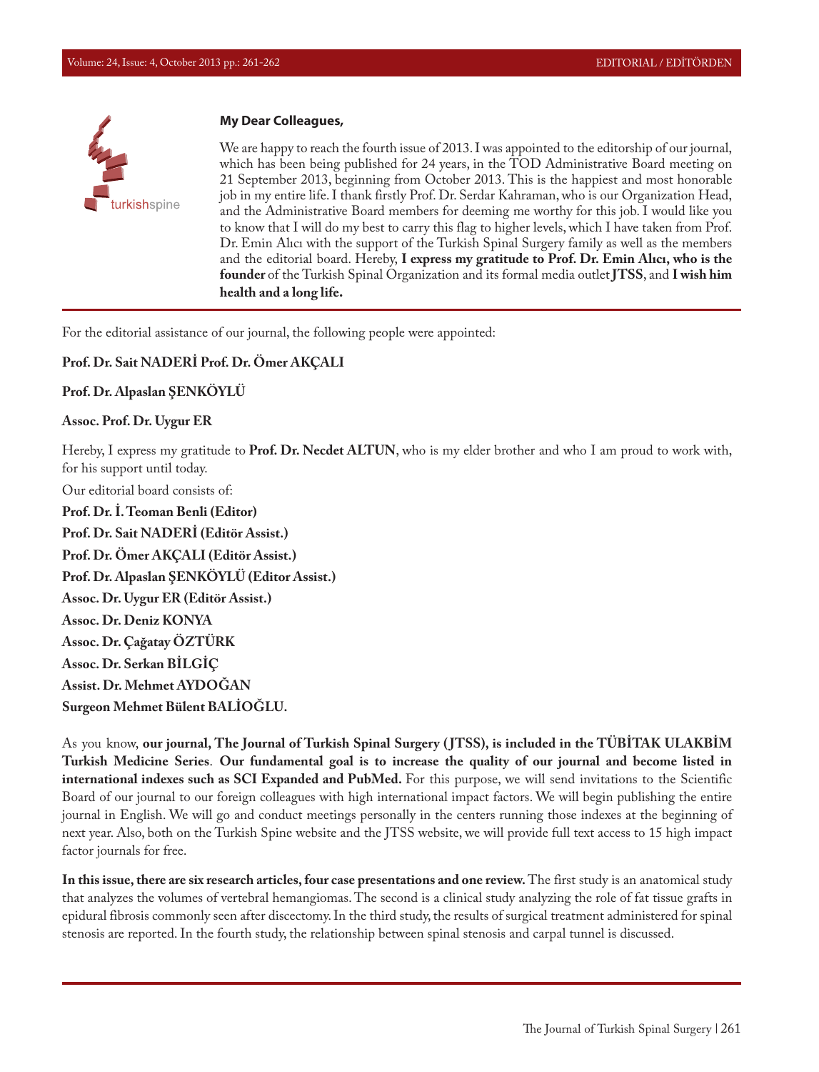**My Dear Colleagues,**

We are happy to reach the fourth issue of 2013. I was appointed to the editorship of our journal, which has been being published for 24 years, in the TOD Administrative Board meeting on 21 September 2013, beginning from October 2013. This is the happiest and most honorable job in my entire life. I thank firstly Prof. Dr. Serdar Kahraman, who is our Organization Head, and the Administrative Board members for deeming me worthy for this job. I would like you to know that I will do my best to carry this flag to higher levels, which I have taken from Prof. Dr. Emin Alıcı with the support of the Turkish Spinal Surgery family as well as the members and the editorial board. Hereby, **I express my gratitude to Prof. Dr. Emin Alıcı, who is the founder** of the Turkish Spinal Organization and its formal media outlet **JTSS**, and **I wish him health and a long life.**

For the editorial assistance of our journal, the following people were appointed:

**Prof. Dr. Sait NADERİ Prof. Dr. Ömer AKÇALI**

**Prof. Dr. Alpaslan ŞENKÖYLÜ**

**Assoc. Prof. Dr. Uygur ER**

Hereby, I express my gratitude to **Prof. Dr. Necdet ALTUN**, who is my elder brother and who I am proud to work with, for his support until today.

Our editorial board consists of:

**Prof. Dr. İ. Teoman Benli (Editor)**
**Prof. Dr. Sait NADERİ (Editör Assist.)**
**Prof. Dr. Ömer AKÇALI (Editör Assist.)**
**Prof. Dr. Alpaslan ŞENKÖYLÜ (Editor Assist.)**
**Assoc. Dr. Uygur ER (Editör Assist.)**
**Assoc. Dr. Deniz KONYA**
**Assoc. Dr. Çağatay ÖZTÜRK**
**Assoc. Dr. Serkan BİLGİÇ**
**Assist. Dr. Mehmet AYDOĞAN**
**Surgeon Mehmet Bülent BALİOĞLU.**

As you know, **our journal, The Journal of Turkish Spinal Surgery (JTSS), is included in the TÜBİTAK ULAKBİM Turkish Medicine Series**. **Our fundamental goal is to increase the quality of our journal and become listed in international indexes such as SCI Expanded and PubMed.** For this purpose, we will send invitations to the Scientific Board of our journal to our foreign colleagues with high international impact factors. We will begin publishing the entire journal in English. We will go and conduct meetings personally in the centers running those indexes at the beginning of next year. Also, both on the Turkish Spine website and the JTSS website, we will provide full text access to 15 high impact factor journals for free.

**In this issue, there are six research articles, four case presentations and one review.** The first study is an anatomical study that analyzes the volumes of vertebral hemangiomas. The second is a clinical study analyzing the role of fat tissue grafts in epidural fibrosis commonly seen after discectomy. In the third study, the results of surgical treatment administered for spinal stenosis are reported. In the fourth study, the relationship between spinal stenosis and carpal tunnel is discussed.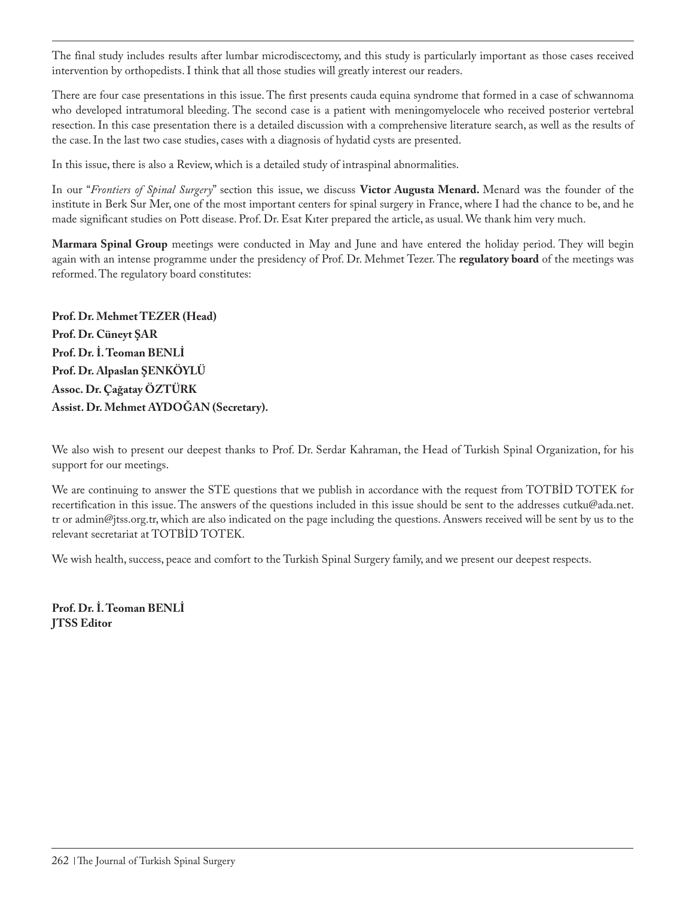The final study includes results after lumbar microdiscectomy, and this study is particularly important as those cases received intervention by orthopedists. I think that all those studies will greatly interest our readers.

There are four case presentations in this issue. The first presents cauda equina syndrome that formed in a case of schwannoma who developed intratumoral bleeding. The second case is a patient with meningomyelocele who received posterior vertebral resection. In this case presentation there is a detailed discussion with a comprehensive literature search, as well as the results of the case. In the last two case studies, cases with a diagnosis of hydatid cysts are presented.

In this issue, there is also a Review, which is a detailed study of intraspinal abnormalities.

In our "*Frontiers of Spinal Surgery*" section this issue, we discuss **Victor Augusta Menard.** Menard was the founder of the institute in Berk Sur Mer, one of the most important centers for spinal surgery in France, where I had the chance to be, and he made significant studies on Pott disease. Prof. Dr. Esat Kıter prepared the article, as usual. We thank him very much.

**Marmara Spinal Group** meetings were conducted in May and June and have entered the holiday period. They will begin again with an intense programme under the presidency of Prof. Dr. Mehmet Tezer. The **regulatory board** of the meetings was reformed. The regulatory board constitutes:

**Prof. Dr. Mehmet TEZER (Head)**
**Prof. Dr. Cüneyt ŞAR**
**Prof. Dr. İ. Teoman BENLİ**
**Prof. Dr. Alpaslan ŞENKÖYLÜ**
**Assoc. Dr. Çağatay ÖZTÜRK**
**Assist. Dr. Mehmet AYDOĞAN (Secretary).**

We also wish to present our deepest thanks to Prof. Dr. Serdar Kahraman, the Head of Turkish Spinal Organization, for his support for our meetings.

We are continuing to answer the STE questions that we publish in accordance with the request from TOTBİD TOTEK for recertification in this issue. The answers of the questions included in this issue should be sent to the addresses cutku@ada.net.tr or admin@jtss.org.tr, which are also indicated on the page including the questions. Answers received will be sent by us to the relevant secretariat at TOTBİD TOTEK.

We wish health, success, peace and comfort to the Turkish Spinal Surgery family, and we present our deepest respects.

**Prof. Dr. İ. Teoman BENLİ**
**JTSS Editor**